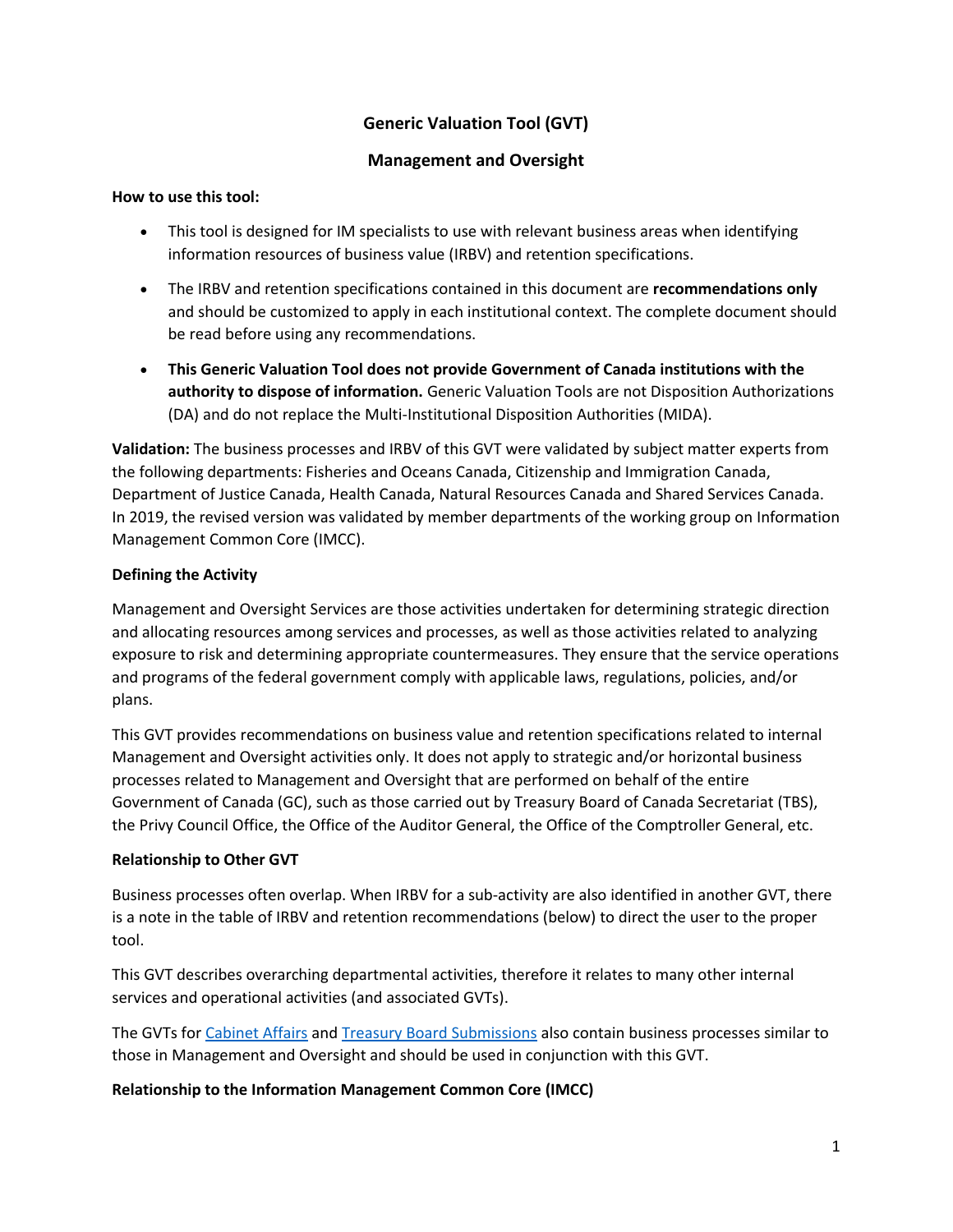# Generic Valuation Tool (GVT)

## Management and Oversight

**How to use this tool:**

- This tool is designed for IM specialists to use with relevant business areas when identifying information resources of business value (IRBV) and retention specifications.
- The IRBV and retention specifications contained in this document are **recommendations only** and should be customized to apply in each institutional context. The complete document should be read before using any recommendations.
- **This Generic Valuation Tool does not provide Government of Canada institutions with the authority to dispose of information.** Generic Valuation Tools are not Disposition Authorizations (DA) and do not replace the Multi-Institutional Disposition Authorities (MIDA).

**Validation:** The business processes and IRBV of this GVT were validated by subject matter experts from the following departments: Fisheries and Oceans Canada, Citizenship and Immigration Canada, Department of Justice Canada, Health Canada, Natural Resources Canada and Shared Services Canada. In 2019, the revised version was validated by member departments of the working group on Information Management Common Core (IMCC).

**Defining the Activity**

Management and Oversight Services are those activities undertaken for determining strategic direction and allocating resources among services and processes, as well as those activities related to analyzing exposure to risk and determining appropriate countermeasures. They ensure that the service operations and programs of the federal government comply with applicable laws, regulations, policies, and/or plans.

This GVT provides recommendations on business value and retention specifications related to internal Management and Oversight activities only. It does not apply to strategic and/or horizontal business processes related to Management and Oversight that are performed on behalf of the entire Government of Canada (GC), such as those carried out by Treasury Board of Canada Secretariat (TBS), the Privy Council Office, the Office of the Auditor General, the Office of the Comptroller General, etc.

**Relationship to Other GVT**

Business processes often overlap. When IRBV for a sub-activity are also identified in another GVT, there is a note in the table of IRBV and retention recommendations (below) to direct the user to the proper tool.

This GVT describes overarching departmental activities, therefore it relates to many other internal services and operational activities (and associated GVTs).

The GVTs for Cabinet Affairs and Treasury Board Submissions also contain business processes similar to those in Management and Oversight and should be used in conjunction with this GVT.

**Relationship to the Information Management Common Core (IMCC)**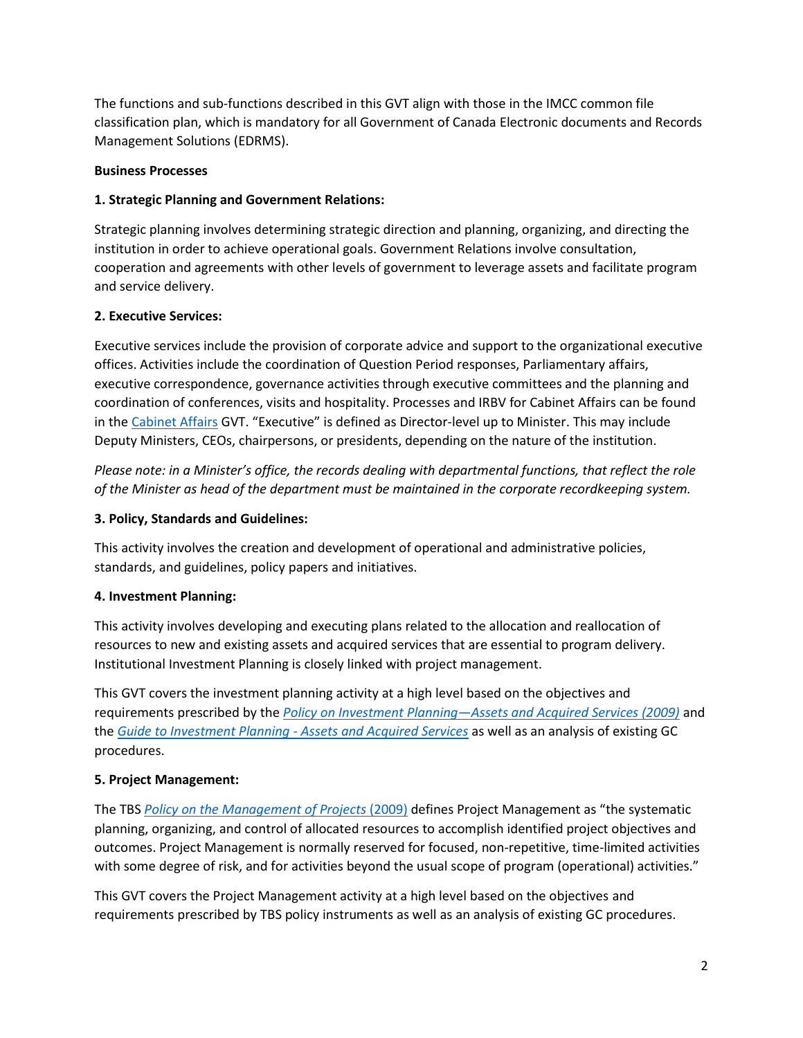The functions and sub-functions described in this GVT align with those in the IMCC common file classification plan, which is mandatory for all Government of Canada Electronic documents and Records Management Solutions (EDRMS).

**Business Processes**

**1. Strategic Planning and Government Relations:**

Strategic planning involves determining strategic direction and planning, organizing, and directing the institution in order to achieve operational goals. Government Relations involve consultation, cooperation and agreements with other levels of government to leverage assets and facilitate program and service delivery.

**2. Executive Services:**

Executive services include the provision of corporate advice and support to the organizational executive offices. Activities include the coordination of Question Period responses, Parliamentary affairs, executive correspondence, governance activities through executive committees and the planning and coordination of conferences, visits and hospitality. Processes and IRBV for Cabinet Affairs can be found in the Cabinet Affairs GVT. "Executive" is defined as Director-level up to Minister. This may include Deputy Ministers, CEOs, chairpersons, or presidents, depending on the nature of the institution.

*Please note: in a Minister's office, the records dealing with departmental functions, that reflect the role of the Minister as head of the department must be maintained in the corporate recordkeeping system.*

**3. Policy, Standards and Guidelines:**

This activity involves the creation and development of operational and administrative policies, standards, and guidelines, policy papers and initiatives.

**4. Investment Planning:**

This activity involves developing and executing plans related to the allocation and reallocation of resources to new and existing assets and acquired services that are essential to program delivery. Institutional Investment Planning is closely linked with project management.

This GVT covers the investment planning activity at a high level based on the objectives and requirements prescribed by the *Policy on Investment Planning—Assets and Acquired Services (2009)* and the *Guide to Investment Planning - Assets and Acquired Services* as well as an analysis of existing GC procedures.

**5. Project Management:**

The TBS *Policy on the Management of Projects* (2009) defines Project Management as "the systematic planning, organizing, and control of allocated resources to accomplish identified project objectives and outcomes. Project Management is normally reserved for focused, non-repetitive, time-limited activities with some degree of risk, and for activities beyond the usual scope of program (operational) activities."

This GVT covers the Project Management activity at a high level based on the objectives and requirements prescribed by TBS policy instruments as well as an analysis of existing GC procedures.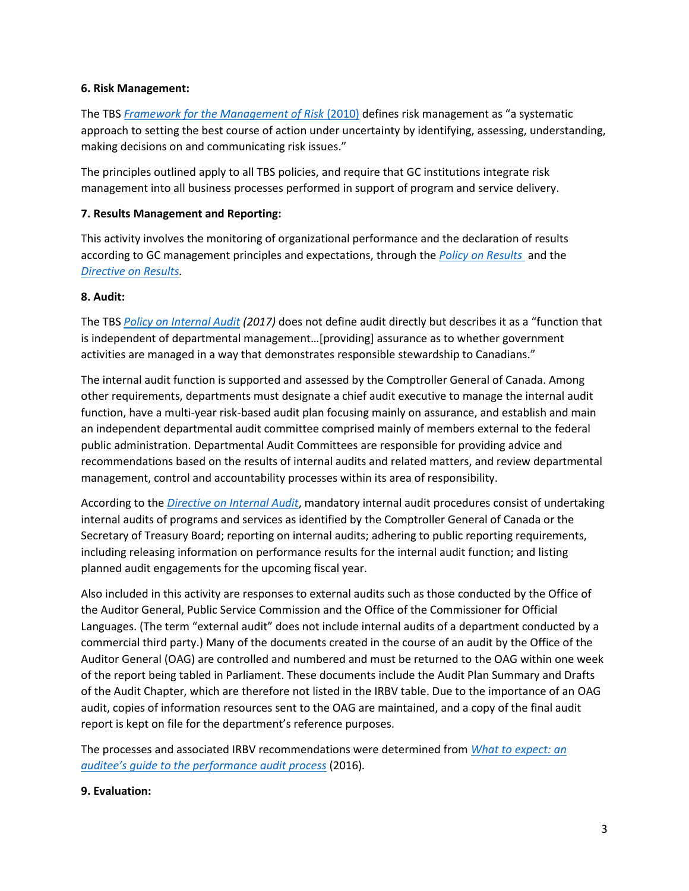**6. Risk Management:**

The TBS *Framework for the Management of Risk* (2010) defines risk management as "a systematic approach to setting the best course of action under uncertainty by identifying, assessing, understanding, making decisions on and communicating risk issues."

The principles outlined apply to all TBS policies, and require that GC institutions integrate risk management into all business processes performed in support of program and service delivery.

**7. Results Management and Reporting:**

This activity involves the monitoring of organizational performance and the declaration of results according to GC management principles and expectations, through the *Policy on Results* and the *Directive on Results*.

**8. Audit:**

The TBS *Policy on Internal Audit (2017)* does not define audit directly but describes it as a "function that is independent of departmental management…[providing] assurance as to whether government activities are managed in a way that demonstrates responsible stewardship to Canadians."

The internal audit function is supported and assessed by the Comptroller General of Canada. Among other requirements, departments must designate a chief audit executive to manage the internal audit function, have a multi-year risk-based audit plan focusing mainly on assurance, and establish and main an independent departmental audit committee comprised mainly of members external to the federal public administration. Departmental Audit Committees are responsible for providing advice and recommendations based on the results of internal audits and related matters, and review departmental management, control and accountability processes within its area of responsibility.

According to the *Directive on Internal Audit*, mandatory internal audit procedures consist of undertaking internal audits of programs and services as identified by the Comptroller General of Canada or the Secretary of Treasury Board; reporting on internal audits; adhering to public reporting requirements, including releasing information on performance results for the internal audit function; and listing planned audit engagements for the upcoming fiscal year.

Also included in this activity are responses to external audits such as those conducted by the Office of the Auditor General, Public Service Commission and the Office of the Commissioner for Official Languages. (The term "external audit" does not include internal audits of a department conducted by a commercial third party.) Many of the documents created in the course of an audit by the Office of the Auditor General (OAG) are controlled and numbered and must be returned to the OAG within one week of the report being tabled in Parliament. These documents include the Audit Plan Summary and Drafts of the Audit Chapter, which are therefore not listed in the IRBV table. Due to the importance of an OAG audit, copies of information resources sent to the OAG are maintained, and a copy of the final audit report is kept on file for the department's reference purposes.

The processes and associated IRBV recommendations were determined from *What to expect: an auditee's guide to the performance audit process* (2016).

**9. Evaluation:**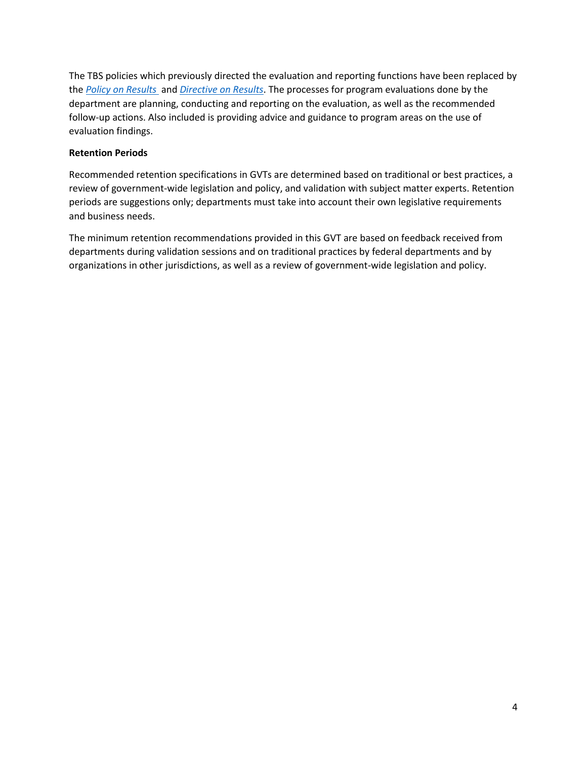The TBS policies which previously directed the evaluation and reporting functions have been replaced by the *Policy on Results* and *Directive on Results*. The processes for program evaluations done by the department are planning, conducting and reporting on the evaluation, as well as the recommended follow-up actions. Also included is providing advice and guidance to program areas on the use of evaluation findings.

**Retention Periods**

Recommended retention specifications in GVTs are determined based on traditional or best practices, a review of government-wide legislation and policy, and validation with subject matter experts. Retention periods are suggestions only; departments must take into account their own legislative requirements and business needs.

The minimum retention recommendations provided in this GVT are based on feedback received from departments during validation sessions and on traditional practices by federal departments and by organizations in other jurisdictions, as well as a review of government-wide legislation and policy.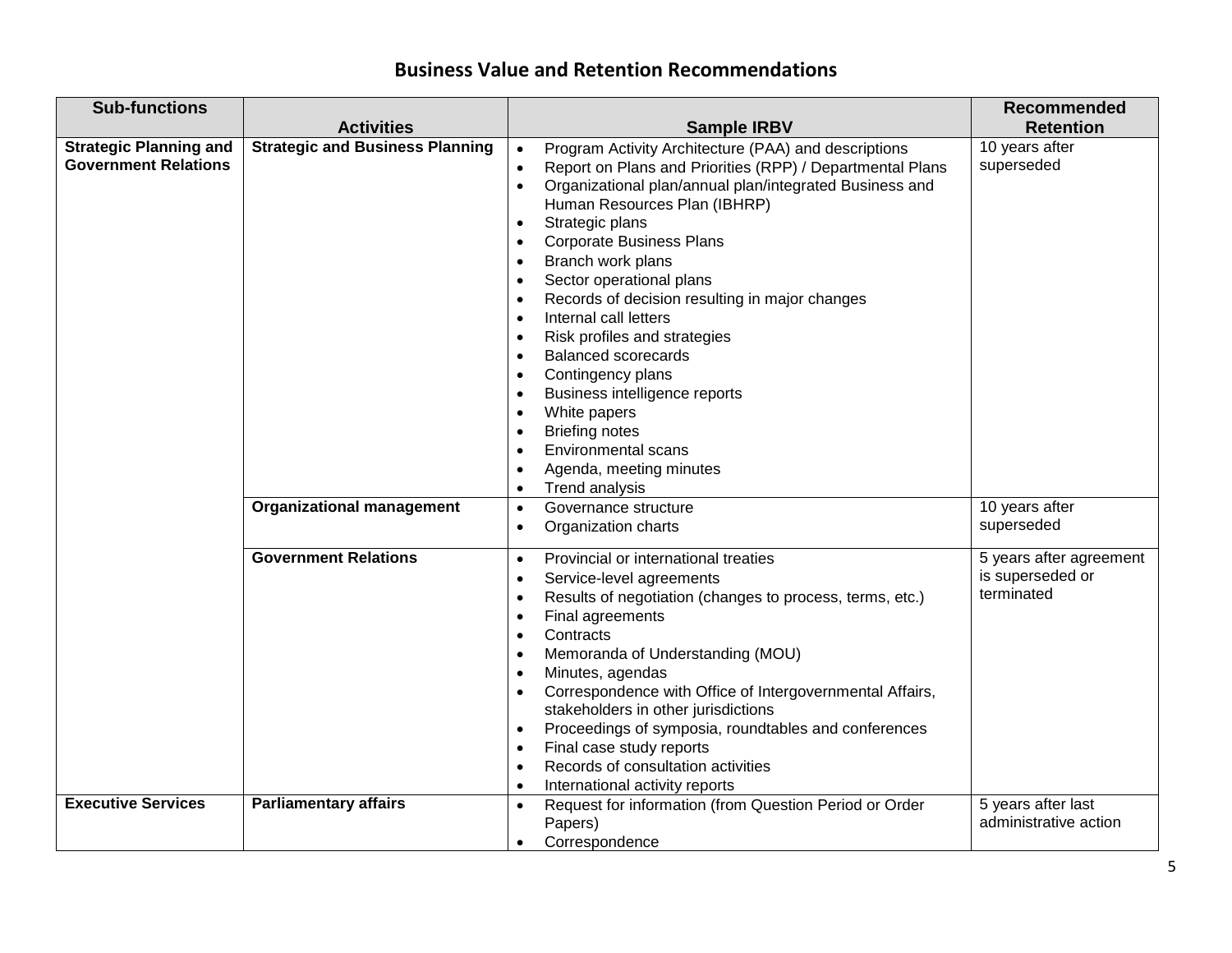## Business Value and Retention Recommendations

| Sub-functions | Activities | Sample IRBV | Recommended Retention |
|---|---|---|---|
| **Strategic Planning and Government Relations** | **Strategic and Business Planning** | • Program Activity Architecture (PAA) and descriptions<br>• Report on Plans and Priorities (RPP) / Departmental Plans<br>• Organizational plan/annual plan/integrated Business and Human Resources Plan (IBHRP)<br>• Strategic plans<br>• Corporate Business Plans<br>• Branch work plans<br>• Sector operational plans<br>• Records of decision resulting in major changes<br>• Internal call letters<br>• Risk profiles and strategies<br>• Balanced scorecards<br>• Contingency plans<br>• Business intelligence reports<br>• White papers<br>• Briefing notes<br>• Environmental scans<br>• Agenda, meeting minutes<br>• Trend analysis | 10 years after superseded |
| | **Organizational management** | • Governance structure<br>• Organization charts | 10 years after superseded |
| | **Government Relations** | • Provincial or international treaties<br>• Service-level agreements<br>• Results of negotiation (changes to process, terms, etc.)<br>• Final agreements<br>• Contracts<br>• Memoranda of Understanding (MOU)<br>• Minutes, agendas<br>• Correspondence with Office of Intergovernmental Affairs, stakeholders in other jurisdictions<br>• Proceedings of symposia, roundtables and conferences<br>• Final case study reports<br>• Records of consultation activities<br>• International activity reports | 5 years after agreement is superseded or terminated |
| **Executive Services** | **Parliamentary affairs** | • Request for information (from Question Period or Order Papers)<br>• Correspondence | 5 years after last administrative action |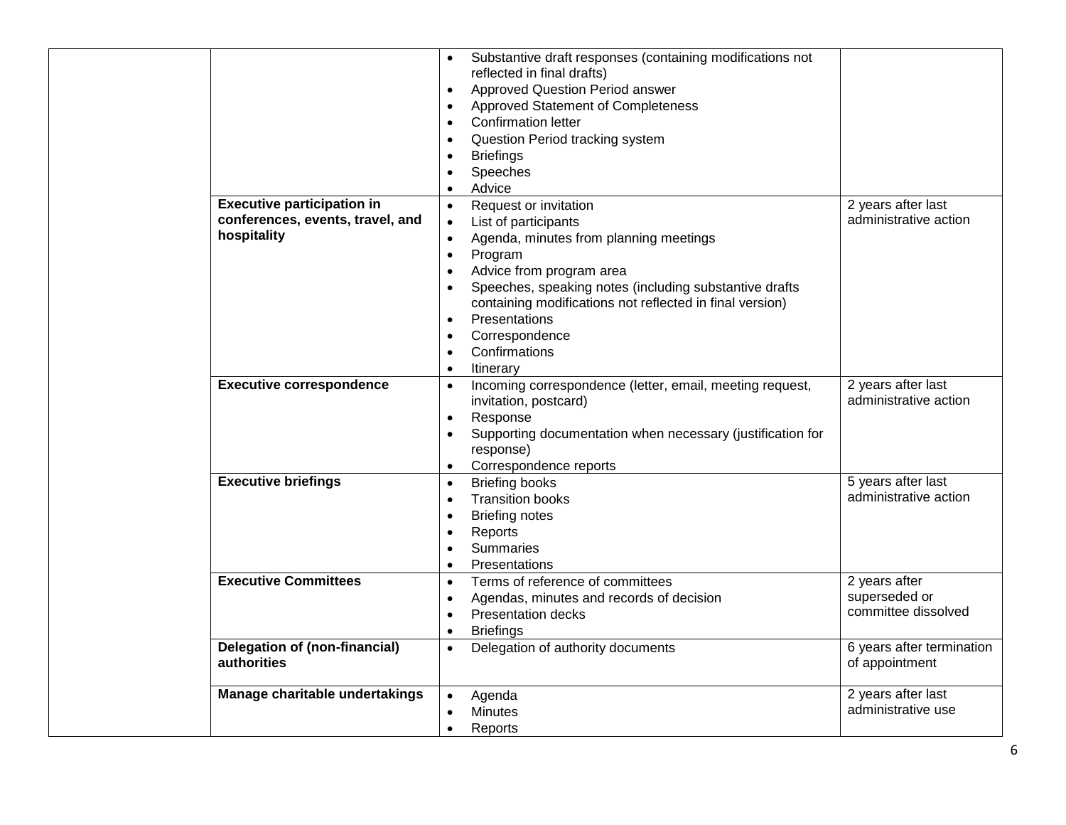| | | | |
|---|---|---|---|
| | | • Substantive draft responses (containing modifications not reflected in final drafts)<br>• Approved Question Period answer<br>• Approved Statement of Completeness<br>• Confirmation letter<br>• Question Period tracking system<br>• Briefings<br>• Speeches<br>• Advice | |
| | **Executive participation in conferences, events, travel, and hospitality** | • Request or invitation<br>• List of participants<br>• Agenda, minutes from planning meetings<br>• Program<br>• Advice from program area<br>• Speeches, speaking notes (including substantive drafts containing modifications not reflected in final version)<br>• Presentations<br>• Correspondence<br>• Confirmations<br>• Itinerary | 2 years after last administrative action |
| | **Executive correspondence** | • Incoming correspondence (letter, email, meeting request, invitation, postcard)<br>• Response<br>• Supporting documentation when necessary (justification for response)<br>• Correspondence reports | 2 years after last administrative action |
| | **Executive briefings** | • Briefing books<br>• Transition books<br>• Briefing notes<br>• Reports<br>• Summaries<br>• Presentations | 5 years after last administrative action |
| | **Executive Committees** | • Terms of reference of committees<br>• Agendas, minutes and records of decision<br>• Presentation decks<br>• Briefings | 2 years after superseded or committee dissolved |
| | **Delegation of (non-financial) authorities** | • Delegation of authority documents | 6 years after termination of appointment |
| | **Manage charitable undertakings** | • Agenda<br>• Minutes<br>• Reports | 2 years after last administrative use |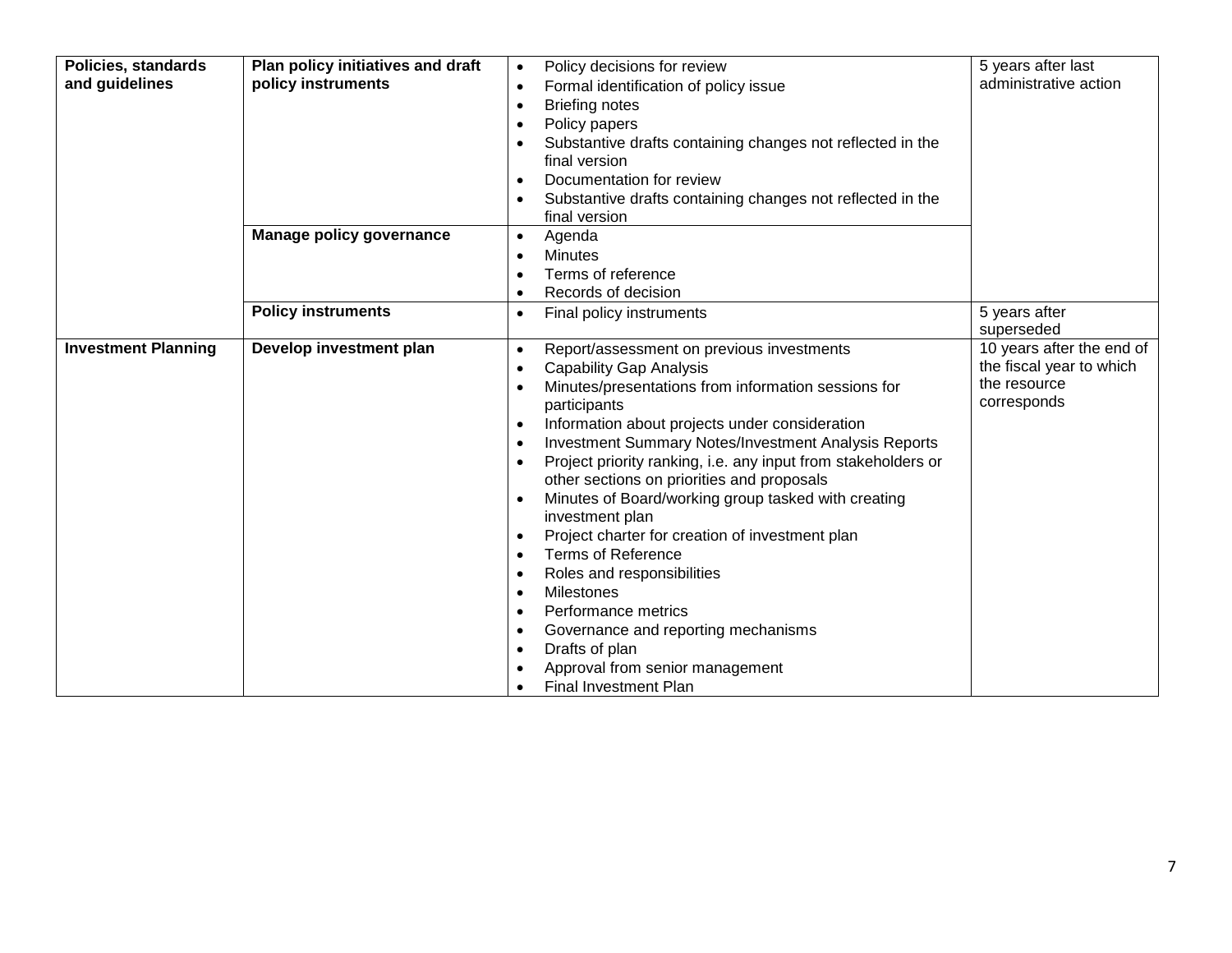| | | | |
|---|---|---|---|
| **Policies, standards and guidelines** | **Plan policy initiatives and draft policy instruments** | • Policy decisions for review<br>• Formal identification of policy issue<br>• Briefing notes<br>• Policy papers<br>• Substantive drafts containing changes not reflected in the final version<br>• Documentation for review<br>• Substantive drafts containing changes not reflected in the final version | 5 years after last administrative action |
| | **Manage policy governance** | • Agenda<br>• Minutes<br>• Terms of reference<br>• Records of decision | |
| | **Policy instruments** | • Final policy instruments | 5 years after superseded |
| **Investment Planning** | **Develop investment plan** | • Report/assessment on previous investments<br>• Capability Gap Analysis<br>• Minutes/presentations from information sessions for participants<br>• Information about projects under consideration<br>• Investment Summary Notes/Investment Analysis Reports<br>• Project priority ranking, i.e. any input from stakeholders or other sections on priorities and proposals<br>• Minutes of Board/working group tasked with creating investment plan<br>• Project charter for creation of investment plan<br>• Terms of Reference<br>• Roles and responsibilities<br>• Milestones<br>• Performance metrics<br>• Governance and reporting mechanisms<br>• Drafts of plan<br>• Approval from senior management<br>• Final Investment Plan | 10 years after the end of the fiscal year to which the resource corresponds |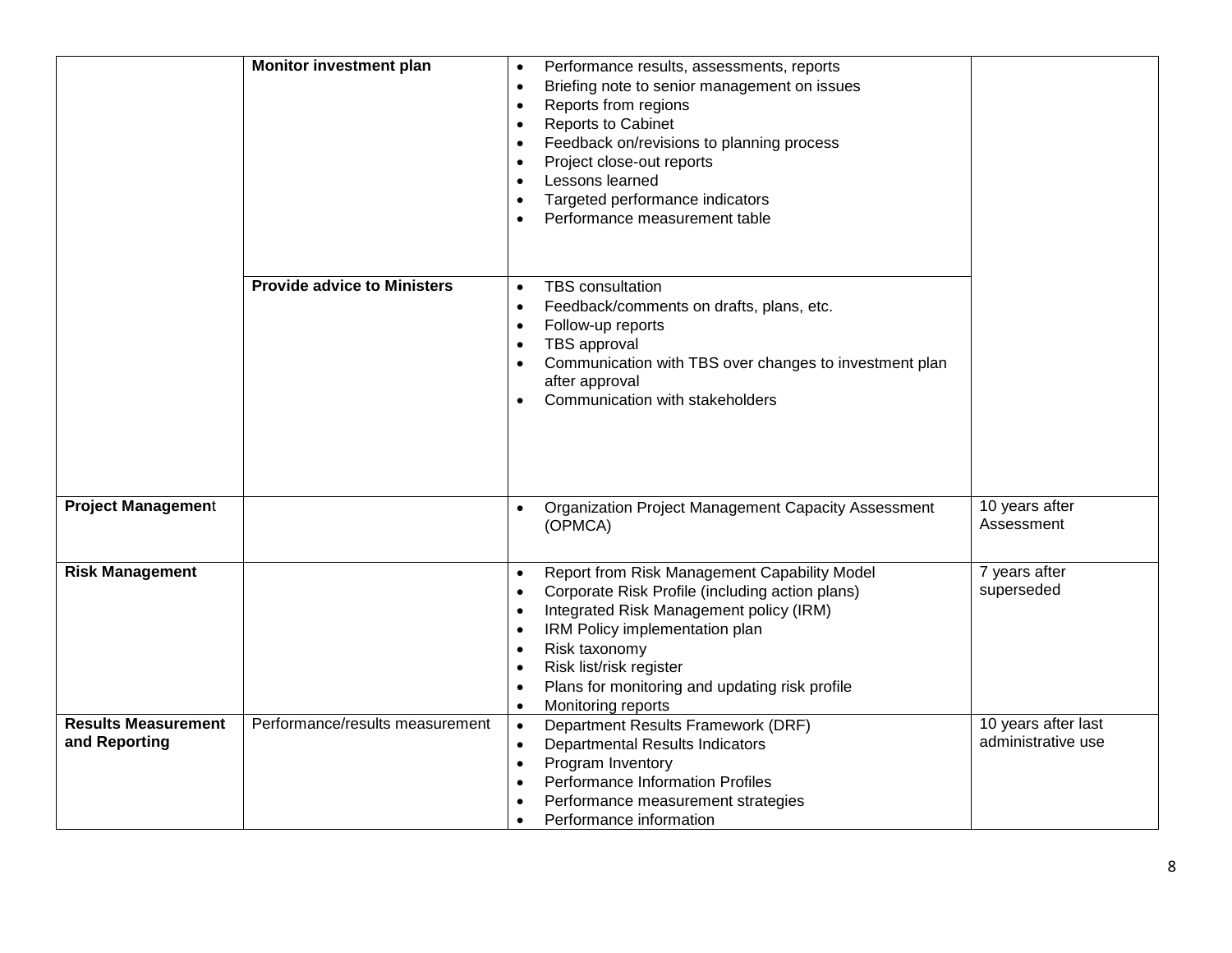| | | | |
|---|---|---|---|
| | **Monitor investment plan** | • Performance results, assessments, reports<br>• Briefing note to senior management on issues<br>• Reports from regions<br>• Reports to Cabinet<br>• Feedback on/revisions to planning process<br>• Project close-out reports<br>• Lessons learned<br>• Targeted performance indicators<br>• Performance measurement table | |
| | **Provide advice to Ministers** | • TBS consultation<br>• Feedback/comments on drafts, plans, etc.<br>• Follow-up reports<br>• TBS approval<br>• Communication with TBS over changes to investment plan after approval<br>• Communication with stakeholders | |
| **Project Management** | | • Organization Project Management Capacity Assessment (OPMCA) | 10 years after Assessment |
| **Risk Management** | | • Report from Risk Management Capability Model<br>• Corporate Risk Profile (including action plans)<br>• Integrated Risk Management policy (IRM)<br>• IRM Policy implementation plan<br>• Risk taxonomy<br>• Risk list/risk register<br>• Plans for monitoring and updating risk profile<br>• Monitoring reports | 7 years after superseded |
| **Results Measurement and Reporting** | Performance/results measurement | • Department Results Framework (DRF)<br>• Departmental Results Indicators<br>• Program Inventory<br>• Performance Information Profiles<br>• Performance measurement strategies<br>• Performance information | 10 years after last administrative use |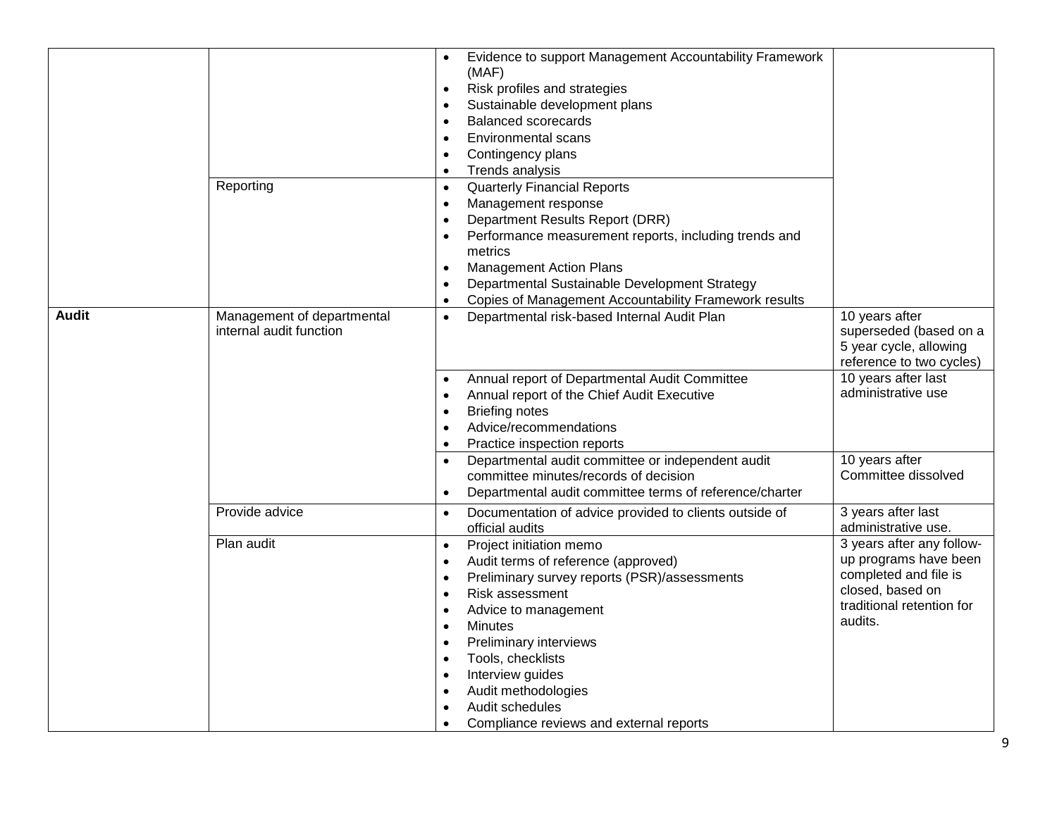| | | | |
|---|---|---|---|
| | | • Evidence to support Management Accountability Framework (MAF)<br>• Risk profiles and strategies<br>• Sustainable development plans<br>• Balanced scorecards<br>• Environmental scans<br>• Contingency plans<br>• Trends analysis | |
| | Reporting | • Quarterly Financial Reports<br>• Management response<br>• Department Results Report (DRR)<br>• Performance measurement reports, including trends and metrics<br>• Management Action Plans<br>• Departmental Sustainable Development Strategy<br>• Copies of Management Accountability Framework results | |
| **Audit** | Management of departmental internal audit function | • Departmental risk-based Internal Audit Plan | 10 years after superseded (based on a 5 year cycle, allowing reference to two cycles) |
| | | • Annual report of Departmental Audit Committee<br>• Annual report of the Chief Audit Executive<br>• Briefing notes<br>• Advice/recommendations<br>• Practice inspection reports | 10 years after last administrative use |
| | | • Departmental audit committee or independent audit committee minutes/records of decision<br>• Departmental audit committee terms of reference/charter | 10 years after Committee dissolved |
| | Provide advice | • Documentation of advice provided to clients outside of official audits | 3 years after last administrative use. |
| | Plan audit | • Project initiation memo<br>• Audit terms of reference (approved)<br>• Preliminary survey reports (PSR)/assessments<br>• Risk assessment<br>• Advice to management<br>• Minutes<br>• Preliminary interviews<br>• Tools, checklists<br>• Interview guides<br>• Audit methodologies<br>• Audit schedules<br>• Compliance reviews and external reports | 3 years after any follow-up programs have been completed and file is closed, based on traditional retention for audits. |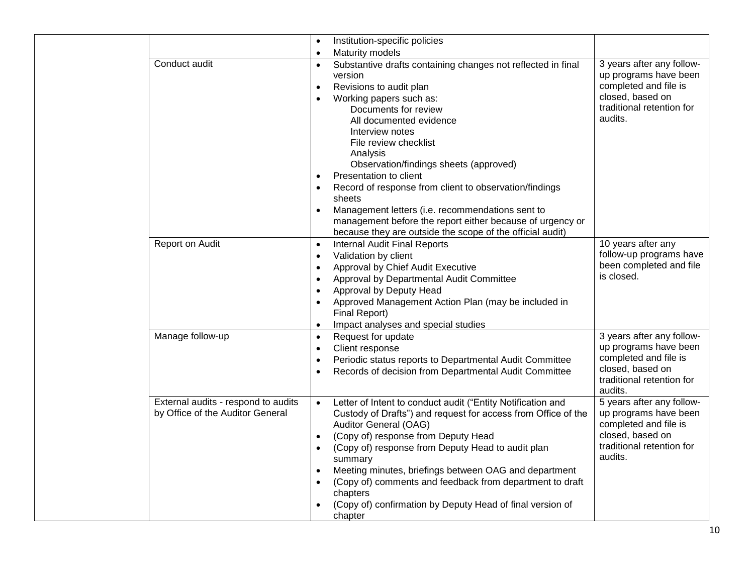| | | | |
|---|---|---|---|
| | | • Institution-specific policies<br>• Maturity models | |
| | Conduct audit | • Substantive drafts containing changes not reflected in final version<br>• Revisions to audit plan<br>• Working papers such as:<br>Documents for review<br>All documented evidence<br>Interview notes<br>File review checklist<br>Analysis<br>Observation/findings sheets (approved)<br>• Presentation to client<br>• Record of response from client to observation/findings sheets<br>• Management letters (i.e. recommendations sent to management before the report either because of urgency or because they are outside the scope of the official audit) | 3 years after any follow-up programs have been completed and file is closed, based on traditional retention for audits. |
| | Report on Audit | • Internal Audit Final Reports<br>• Validation by client<br>• Approval by Chief Audit Executive<br>• Approval by Departmental Audit Committee<br>• Approval by Deputy Head<br>• Approved Management Action Plan (may be included in Final Report)<br>• Impact analyses and special studies | 10 years after any follow-up programs have been completed and file is closed. |
| | Manage follow-up | • Request for update<br>• Client response<br>• Periodic status reports to Departmental Audit Committee<br>• Records of decision from Departmental Audit Committee | 3 years after any follow-up programs have been completed and file is closed, based on traditional retention for audits. |
| | External audits - respond to audits by Office of the Auditor General | • Letter of Intent to conduct audit ("Entity Notification and Custody of Drafts") and request for access from Office of the Auditor General (OAG)<br>• (Copy of) response from Deputy Head<br>• (Copy of) response from Deputy Head to audit plan summary<br>• Meeting minutes, briefings between OAG and department<br>• (Copy of) comments and feedback from department to draft chapters<br>• (Copy of) confirmation by Deputy Head of final version of chapter | 5 years after any follow-up programs have been completed and file is closed, based on traditional retention for audits. |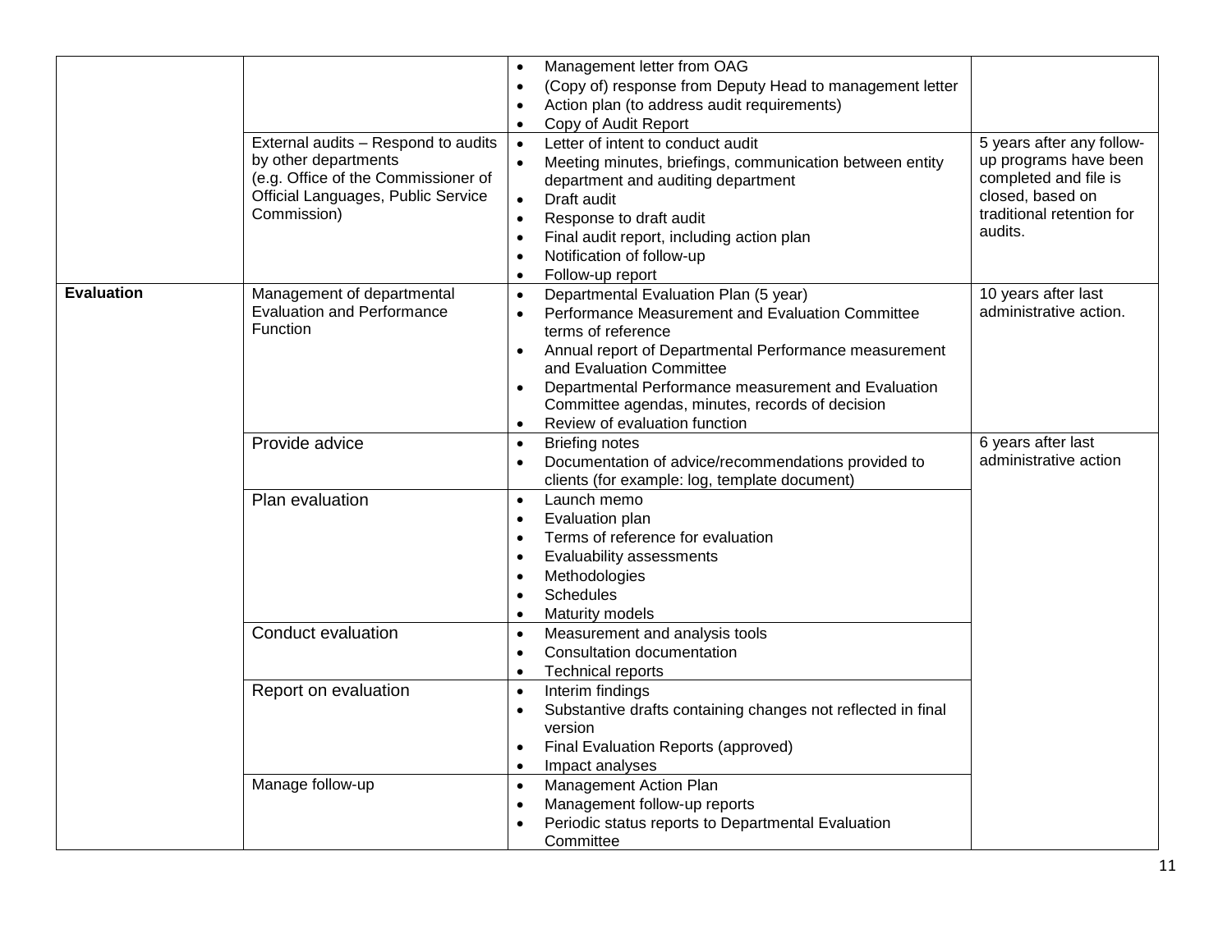| | | | |
|---|---|---|---|
| | | • Management letter from OAG<br>• (Copy of) response from Deputy Head to management letter<br>• Action plan (to address audit requirements)<br>• Copy of Audit Report | |
| | External audits – Respond to audits by other departments (e.g. Office of the Commissioner of Official Languages, Public Service Commission) | • Letter of intent to conduct audit<br>• Meeting minutes, briefings, communication between entity department and auditing department<br>• Draft audit<br>• Response to draft audit<br>• Final audit report, including action plan<br>• Notification of follow-up<br>• Follow-up report | 5 years after any follow-up programs have been completed and file is closed, based on traditional retention for audits. |
| **Evaluation** | Management of departmental Evaluation and Performance Function | • Departmental Evaluation Plan (5 year)<br>• Performance Measurement and Evaluation Committee terms of reference<br>• Annual report of Departmental Performance measurement and Evaluation Committee<br>• Departmental Performance measurement and Evaluation Committee agendas, minutes, records of decision<br>• Review of evaluation function | 10 years after last administrative action. |
| | Provide advice | • Briefing notes<br>• Documentation of advice/recommendations provided to clients (for example: log, template document) | 6 years after last administrative action |
| | Plan evaluation | • Launch memo<br>• Evaluation plan<br>• Terms of reference for evaluation<br>• Evaluability assessments<br>• Methodologies<br>• Schedules<br>• Maturity models | |
| | Conduct evaluation | • Measurement and analysis tools<br>• Consultation documentation<br>• Technical reports | |
| | Report on evaluation | • Interim findings<br>• Substantive drafts containing changes not reflected in final version<br>• Final Evaluation Reports (approved)<br>• Impact analyses | |
| | Manage follow-up | • Management Action Plan<br>• Management follow-up reports<br>• Periodic status reports to Departmental Evaluation Committee | |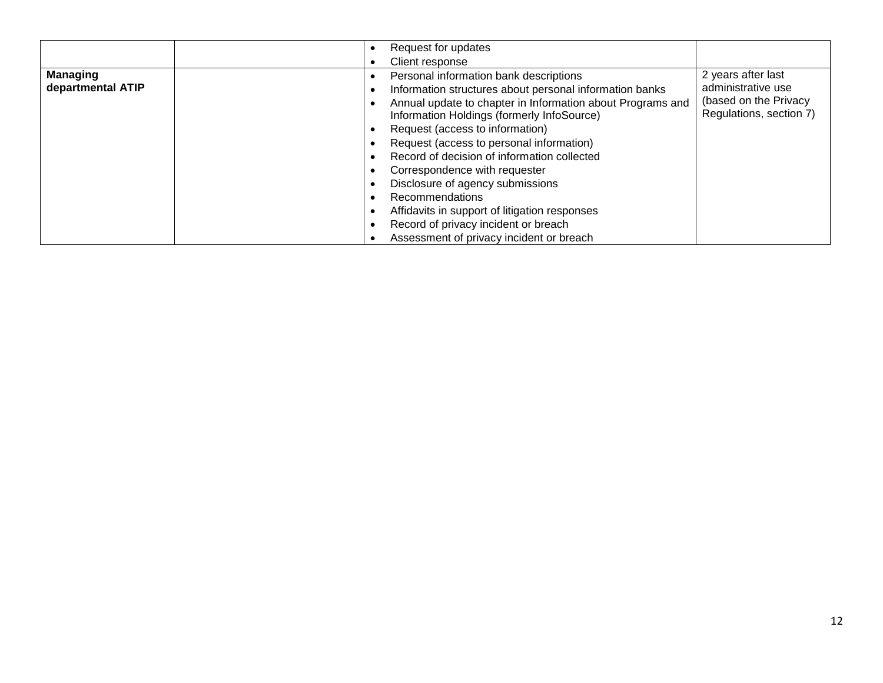| | | | |
|---|---|---|---|
| | | • Request for updates<br>• Client response | |
| **Managing departmental ATIP** | | • Personal information bank descriptions<br>• Information structures about personal information banks<br>• Annual update to chapter in Information about Programs and Information Holdings (formerly InfoSource)<br>• Request (access to information)<br>• Request (access to personal information)<br>• Record of decision of information collected<br>• Correspondence with requester<br>• Disclosure of agency submissions<br>• Recommendations<br>• Affidavits in support of litigation responses<br>• Record of privacy incident or breach<br>• Assessment of privacy incident or breach | 2 years after last administrative use (based on the Privacy Regulations, section 7) |